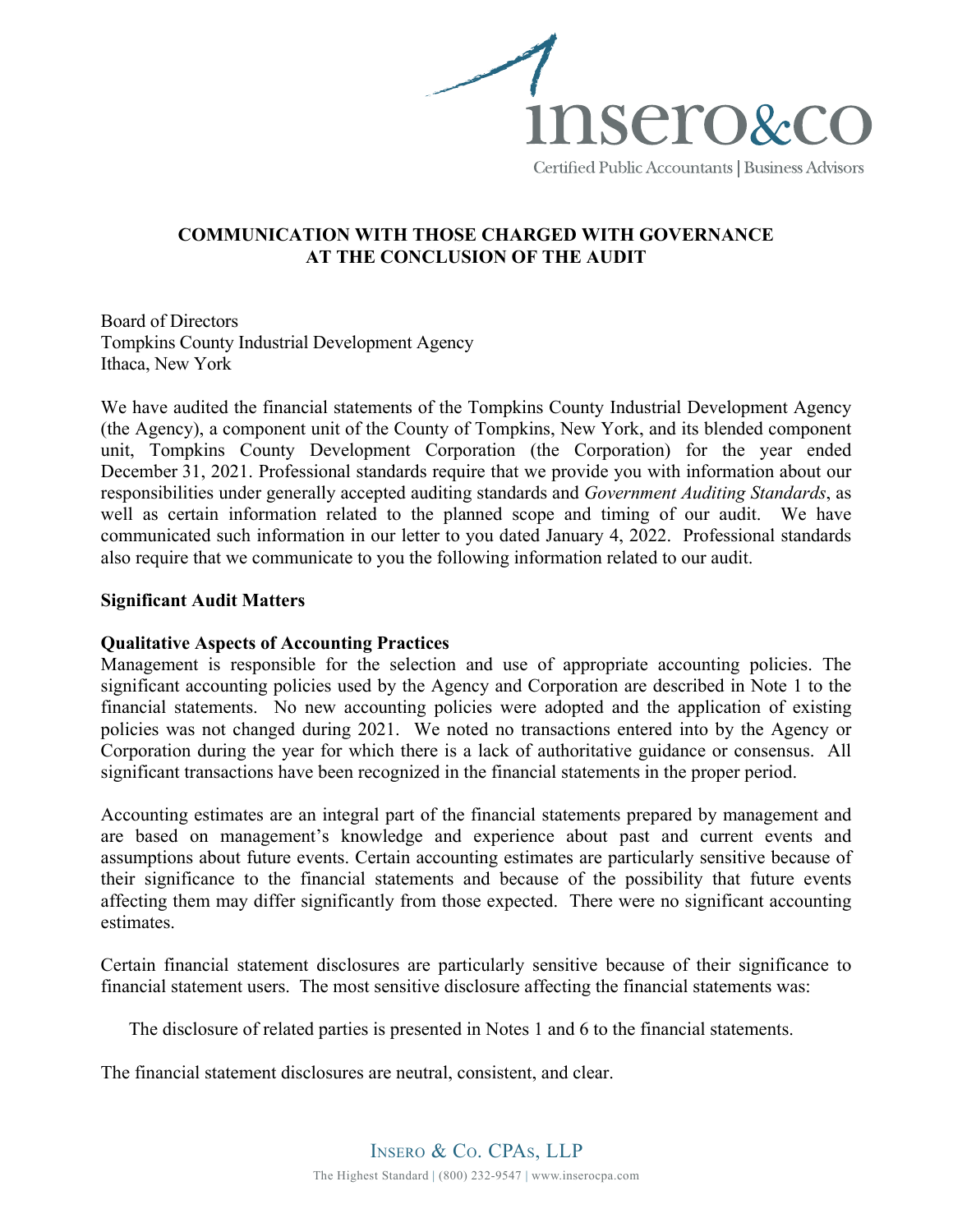# COMMUNICATION WITH THOSE CHARGED WITH GOVERNANCE AT THE CONCLUSION OF THE AUDIT

Board of Directors
Tompkins County Industrial Development Agency
Ithaca, New York

We have audited the financial statements of the Tompkins County Industrial Development Agency (the Agency), a component unit of the County of Tompkins, New York, and its blended component unit, Tompkins County Development Corporation (the Corporation) for the year ended December 31, 2021. Professional standards require that we provide you with information about our responsibilities under generally accepted auditing standards and *Government Auditing Standards*, as well as certain information related to the planned scope and timing of our audit. We have communicated such information in our letter to you dated January 4, 2022. Professional standards also require that we communicate to you the following information related to our audit.

**Significant Audit Matters**

**Qualitative Aspects of Accounting Practices**

Management is responsible for the selection and use of appropriate accounting policies. The significant accounting policies used by the Agency and Corporation are described in Note 1 to the financial statements. No new accounting policies were adopted and the application of existing policies was not changed during 2021. We noted no transactions entered into by the Agency or Corporation during the year for which there is a lack of authoritative guidance or consensus. All significant transactions have been recognized in the financial statements in the proper period.

Accounting estimates are an integral part of the financial statements prepared by management and are based on management's knowledge and experience about past and current events and assumptions about future events. Certain accounting estimates are particularly sensitive because of their significance to the financial statements and because of the possibility that future events affecting them may differ significantly from those expected. There were no significant accounting estimates.

Certain financial statement disclosures are particularly sensitive because of their significance to financial statement users. The most sensitive disclosure affecting the financial statements was:

The disclosure of related parties is presented in Notes 1 and 6 to the financial statements.

The financial statement disclosures are neutral, consistent, and clear.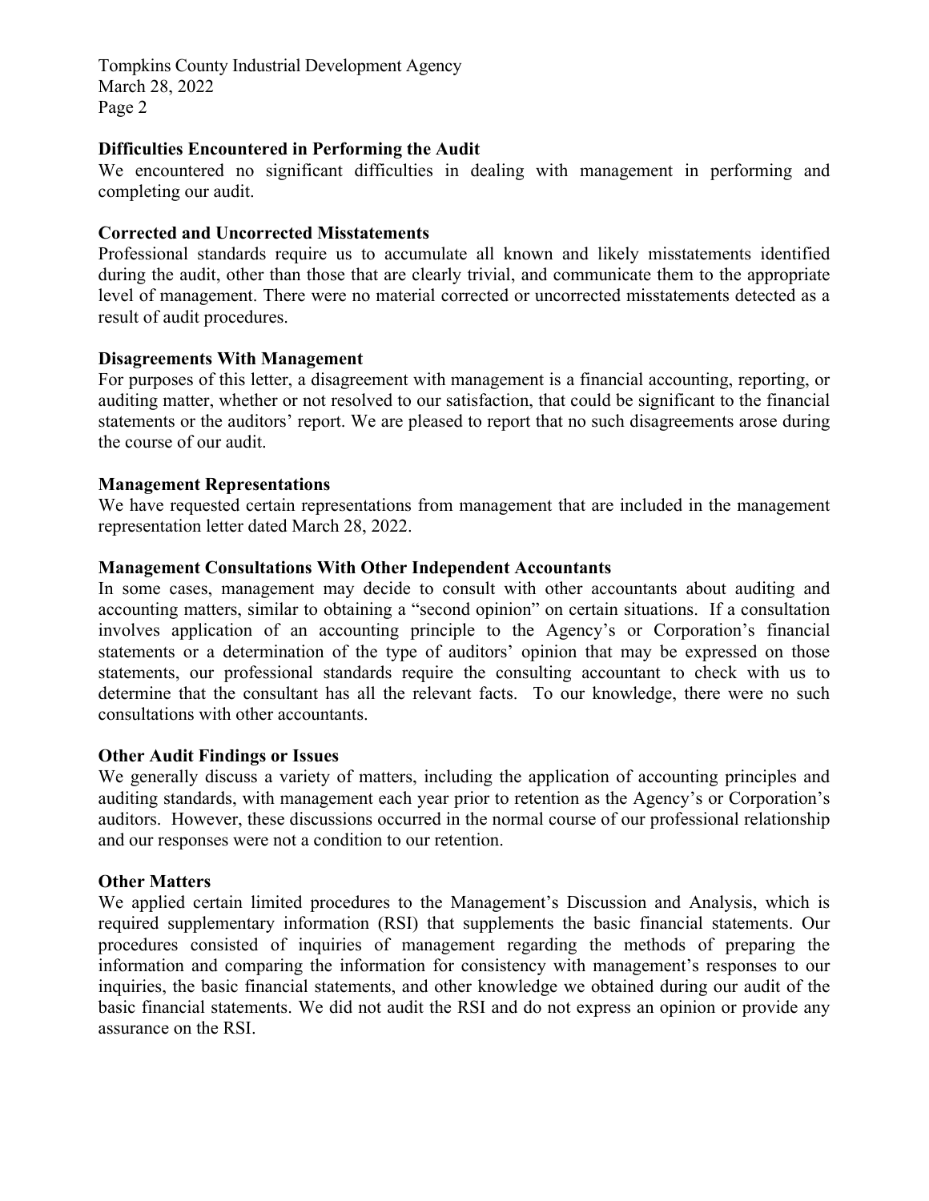**Difficulties Encountered in Performing the Audit**

We encountered no significant difficulties in dealing with management in performing and completing our audit.

**Corrected and Uncorrected Misstatements**

Professional standards require us to accumulate all known and likely misstatements identified during the audit, other than those that are clearly trivial, and communicate them to the appropriate level of management. There were no material corrected or uncorrected misstatements detected as a result of audit procedures.

**Disagreements With Management**

For purposes of this letter, a disagreement with management is a financial accounting, reporting, or auditing matter, whether or not resolved to our satisfaction, that could be significant to the financial statements or the auditors' report. We are pleased to report that no such disagreements arose during the course of our audit.

**Management Representations**

We have requested certain representations from management that are included in the management representation letter dated March 28, 2022.

**Management Consultations With Other Independent Accountants**

In some cases, management may decide to consult with other accountants about auditing and accounting matters, similar to obtaining a "second opinion" on certain situations. If a consultation involves application of an accounting principle to the Agency's or Corporation's financial statements or a determination of the type of auditors' opinion that may be expressed on those statements, our professional standards require the consulting accountant to check with us to determine that the consultant has all the relevant facts. To our knowledge, there were no such consultations with other accountants.

**Other Audit Findings or Issues**

We generally discuss a variety of matters, including the application of accounting principles and auditing standards, with management each year prior to retention as the Agency's or Corporation's auditors. However, these discussions occurred in the normal course of our professional relationship and our responses were not a condition to our retention.

**Other Matters**

We applied certain limited procedures to the Management's Discussion and Analysis, which is required supplementary information (RSI) that supplements the basic financial statements. Our procedures consisted of inquiries of management regarding the methods of preparing the information and comparing the information for consistency with management's responses to our inquiries, the basic financial statements, and other knowledge we obtained during our audit of the basic financial statements. We did not audit the RSI and do not express an opinion or provide any assurance on the RSI.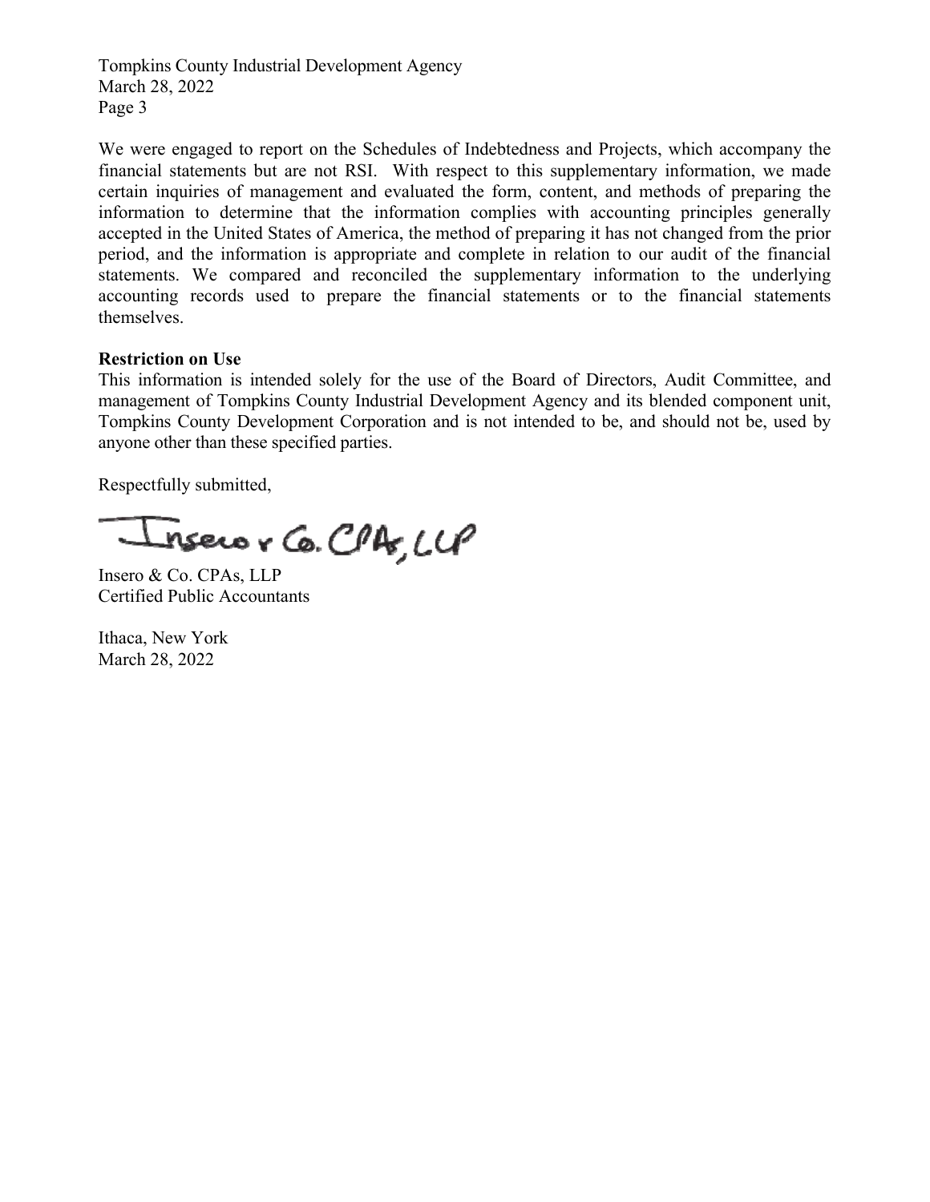We were engaged to report on the Schedules of Indebtedness and Projects, which accompany the financial statements but are not RSI. With respect to this supplementary information, we made certain inquiries of management and evaluated the form, content, and methods of preparing the information to determine that the information complies with accounting principles generally accepted in the United States of America, the method of preparing it has not changed from the prior period, and the information is appropriate and complete in relation to our audit of the financial statements. We compared and reconciled the supplementary information to the underlying accounting records used to prepare the financial statements or to the financial statements themselves.

**Restriction on Use**

This information is intended solely for the use of the Board of Directors, Audit Committee, and management of Tompkins County Industrial Development Agency and its blended component unit, Tompkins County Development Corporation and is not intended to be, and should not be, used by anyone other than these specified parties.

Respectfully submitted,

Insero & Co. CPAs, LLP

Insero & Co. CPAs, LLP
Certified Public Accountants

Ithaca, New York
March 28, 2022